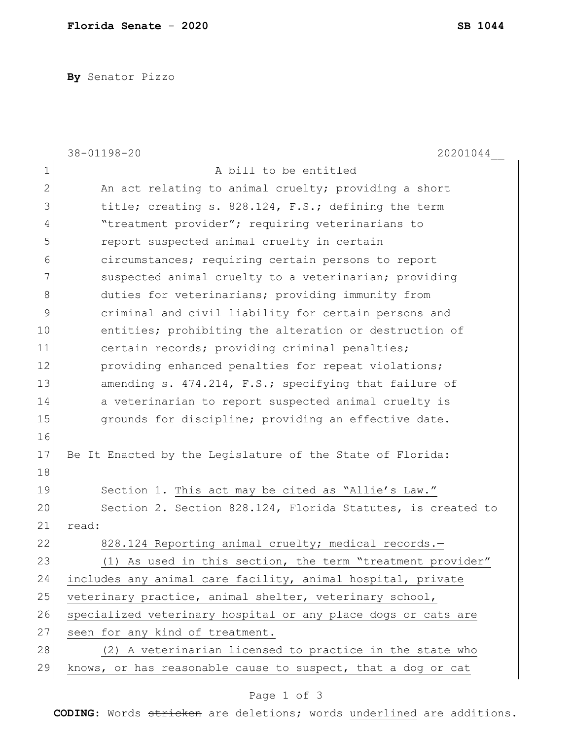**Florida Senate - 2020** **SB 1044**

**By** Senator Pizzo

38-01198-20 20201044__

A bill to be entitled

An act relating to animal cruelty; providing a short title; creating s. 828.124, F.S.; defining the term "treatment provider"; requiring veterinarians to report suspected animal cruelty in certain circumstances; requiring certain persons to report suspected animal cruelty to a veterinarian; providing duties for veterinarians; providing immunity from criminal and civil liability for certain persons and entities; prohibiting the alteration or destruction of certain records; providing criminal penalties; providing enhanced penalties for repeat violations; amending s. 474.214, F.S.; specifying that failure of a veterinarian to report suspected animal cruelty is grounds for discipline; providing an effective date.

Be It Enacted by the Legislature of the State of Florida:

Section 1. <u>This act may be cited as "Allie's Law."</u>

Section 2. Section 828.124, Florida Statutes, is created to read:

<u>828.124 Reporting animal cruelty; medical records.—</u>

<u>(1) As used in this section, the term "treatment provider" includes any animal care facility, animal hospital, private veterinary practice, animal shelter, veterinary school, specialized veterinary hospital or any place dogs or cats are seen for any kind of treatment.</u>

<u>(2) A veterinarian licensed to practice in the state who knows, or has reasonable cause to suspect, that a dog or cat</u>

**CODING:** Words ~~stricken~~ are deletions; words <u>underlined</u> are additions.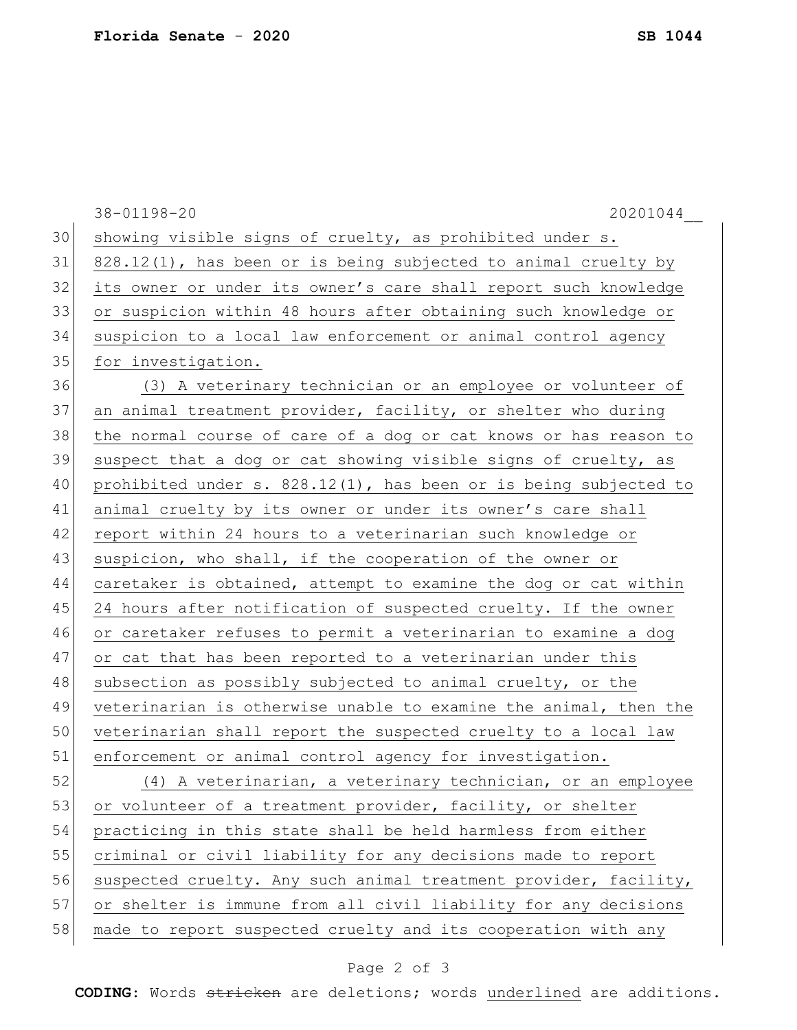showing visible signs of cruelty, as prohibited under s. 828.12(1), has been or is being subjected to animal cruelty by its owner or under its owner's care shall report such knowledge or suspicion within 48 hours after obtaining such knowledge or suspicion to a local law enforcement or animal control agency for investigation.

(3) A veterinary technician or an employee or volunteer of an animal treatment provider, facility, or shelter who during the normal course of care of a dog or cat knows or has reason to suspect that a dog or cat showing visible signs of cruelty, as prohibited under s. 828.12(1), has been or is being subjected to animal cruelty by its owner or under its owner's care shall report within 24 hours to a veterinarian such knowledge or suspicion, who shall, if the cooperation of the owner or caretaker is obtained, attempt to examine the dog or cat within 24 hours after notification of suspected cruelty. If the owner or caretaker refuses to permit a veterinarian to examine a dog or cat that has been reported to a veterinarian under this subsection as possibly subjected to animal cruelty, or the veterinarian is otherwise unable to examine the animal, then the veterinarian shall report the suspected cruelty to a local law enforcement or animal control agency for investigation.

(4) A veterinarian, a veterinary technician, or an employee or volunteer of a treatment provider, facility, or shelter practicing in this state shall be held harmless from either criminal or civil liability for any decisions made to report suspected cruelty. Any such animal treatment provider, facility, or shelter is immune from all civil liability for any decisions made to report suspected cruelty and its cooperation with any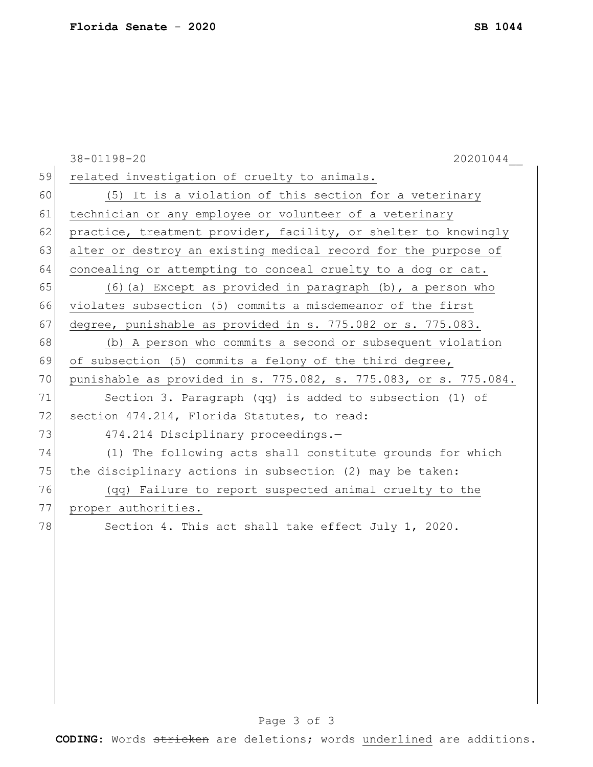38-01198-20 20201044__

59 related investigation of cruelty to animals.

60 (5) It is a violation of this section for a veterinary
61 technician or any employee or volunteer of a veterinary
62 practice, treatment provider, facility, or shelter to knowingly
63 alter or destroy an existing medical record for the purpose of
64 concealing or attempting to conceal cruelty to a dog or cat.

65 (6)(a) Except as provided in paragraph (b), a person who
66 violates subsection (5) commits a misdemeanor of the first
67 degree, punishable as provided in s. 775.082 or s. 775.083.

68 (b) A person who commits a second or subsequent violation
69 of subsection (5) commits a felony of the third degree,
70 punishable as provided in s. 775.082, s. 775.083, or s. 775.084.

71 Section 3. Paragraph (qq) is added to subsection (1) of
72 section 474.214, Florida Statutes, to read:

73 474.214 Disciplinary proceedings.—

74 (1) The following acts shall constitute grounds for which
75 the disciplinary actions in subsection (2) may be taken:

76 (qq) Failure to report suspected animal cruelty to the
77 proper authorities.

78 Section 4. This act shall take effect July 1, 2020.

**CODING:** Words ~~stricken~~ are deletions; words underlined are additions.